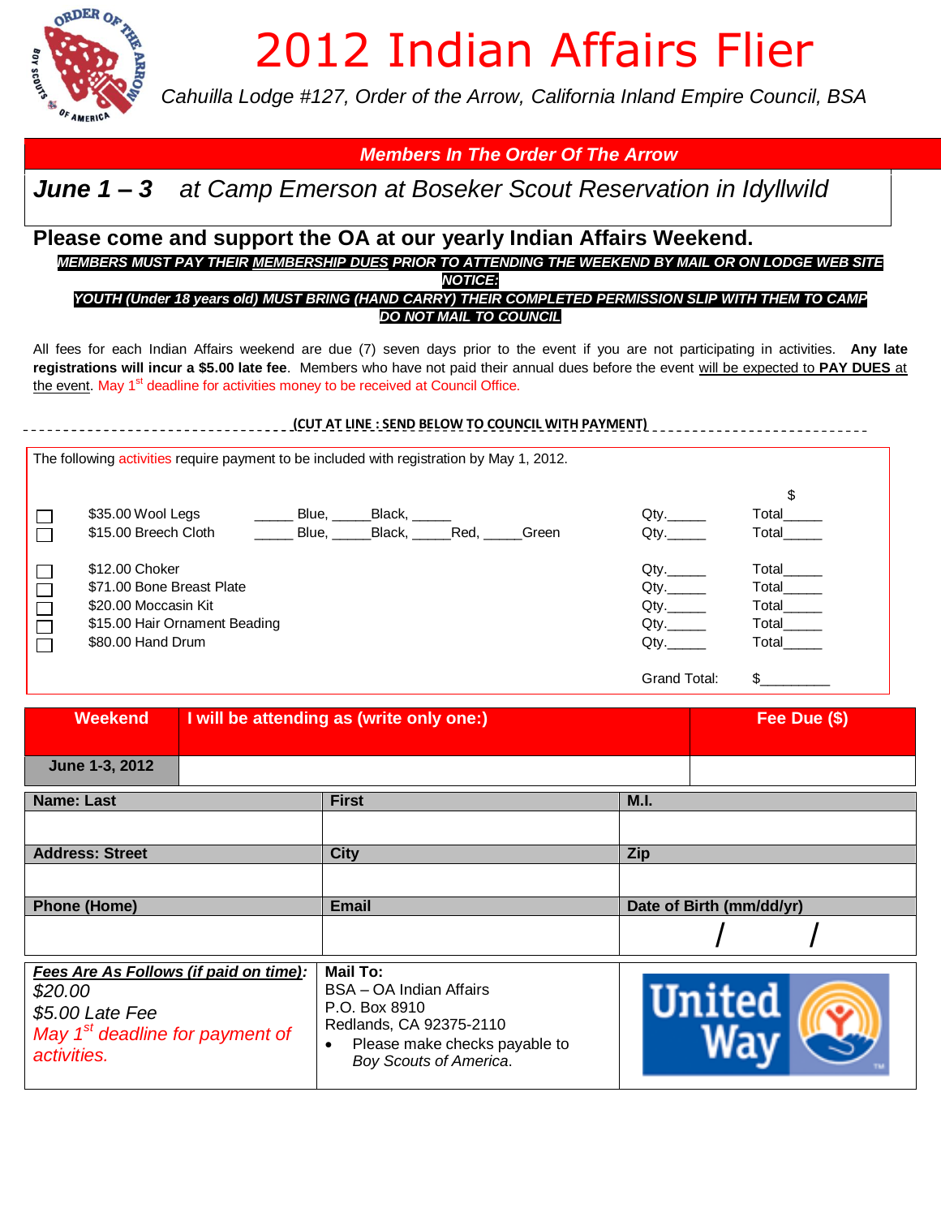# 2012 Indian Affairs Flier

*Cahuilla Lodge #127, Order of the Arrow, California Inland Empire Council, BSA*

***Members In The Order Of The Arrow***

## *June 1 – 3 at Camp Emerson at Boseker Scout Reservation in Idyllwild*

### Please come and support the OA at our yearly Indian Affairs Weekend.

***MEMBERS MUST PAY THEIR MEMBERSHIP DUES PRIOR TO ATTENDING THE WEEKEND BY MAIL OR ON LODGE WEB SITE***

***NOTICE:***

***YOUTH (Under 18 years old) MUST BRING (HAND CARRY) THEIR COMPLETED PERMISSION SLIP WITH THEM TO CAMP***

***DO NOT MAIL TO COUNCIL***

All fees for each Indian Affairs weekend are due (7) seven days prior to the event if you are not participating in activities. **Any late registrations will incur a $5.00 late fee**. Members who have not paid their annual dues before the event will be expected to **PAY DUES** at the event. May 1st deadline for activities money to be received at Council Office.

---

**(CUT AT LINE : SEND BELOW TO COUNCIL WITH PAYMENT)**

The following activities require payment to be included with registration by May 1, 2012.

| | Item | Colors | Qty. | $ Total |
|---|---|---|---|---|
| ☐ | $35.00 Wool Legs | _____ Blue, _____Black, _____ | Qty._____ | Total_____ |
| ☐ | $15.00 Breech Cloth | _____ Blue, _____Black, _____Red, _____Green | Qty._____ | Total_____ |
| ☐ | $12.00 Choker | | Qty._____ | Total_____ |
| ☐ | $71.00 Bone Breast Plate | | Qty._____ | Total_____ |
| ☐ | $20.00 Moccasin Kit | | Qty._____ | Total_____ |
| ☐ | $15.00 Hair Ornament Beading | | Qty._____ | Total_____ |
| ☐ | $80.00 Hand Drum | | Qty._____ | Total_____ |
| | | | Grand Total: | $_________ |

| Weekend | I will be attending as (write only one:) | Fee Due ($) |
|---|---|---|
| June 1-3, 2012 | | |

| Name: Last | First | M.I. |
|---|---|---|
| | | |
| **Address: Street** | **City** | **Zip** |
| | | |
| **Phone (Home)** | **Email** | **Date of Birth (mm/dd/yr)** |
| | | / / |

| ***Fees Are As Follows (if paid on time):*** | **Mail To:** | |
|---|---|---|
| *$20.00*<br>*$5.00 Late Fee*<br>*May 1st deadline for payment of activities.* | BSA – OA Indian Affairs<br>P.O. Box 8910<br>Redlands, CA 92375-2110<br>• Please make checks payable to *Boy Scouts of America*. | United Way |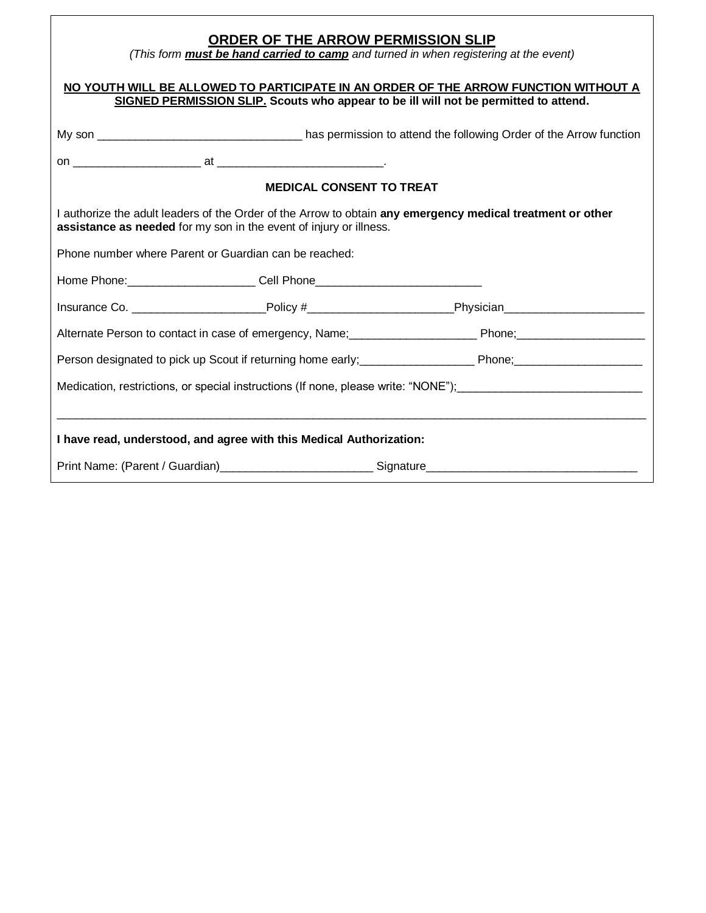## ORDER OF THE ARROW PERMISSION SLIP

*(This form **must be hand carried to camp** and turned in when registering at the event)*

**NO YOUTH WILL BE ALLOWED TO PARTICIPATE IN AN ORDER OF THE ARROW FUNCTION WITHOUT A SIGNED PERMISSION SLIP. Scouts who appear to be ill will not be permitted to attend.**

My son ________________________________ has permission to attend the following Order of the Arrow function

on ___________________ at _________________________.

### MEDICAL CONSENT TO TREAT

I authorize the adult leaders of the Order of the Arrow to obtain **any emergency medical treatment or other assistance as needed** for my son in the event of injury or illness.

Phone number where Parent or Guardian can be reached:

Home Phone:___________________ Cell Phone_________________________

Insurance Co. ____________________Policy #______________________Physician_____________________

Alternate Person to contact in case of emergency, Name;___________________ Phone;___________________

Person designated to pick up Scout if returning home early;_________________ Phone;___________________

Medication, restrictions, or special instructions (If none, please write: "NONE");____________________________

______________________________________________________________________________________________

**I have read, understood, and agree with this Medical Authorization:**

Print Name: (Parent / Guardian)________________________ Signature_________________________________